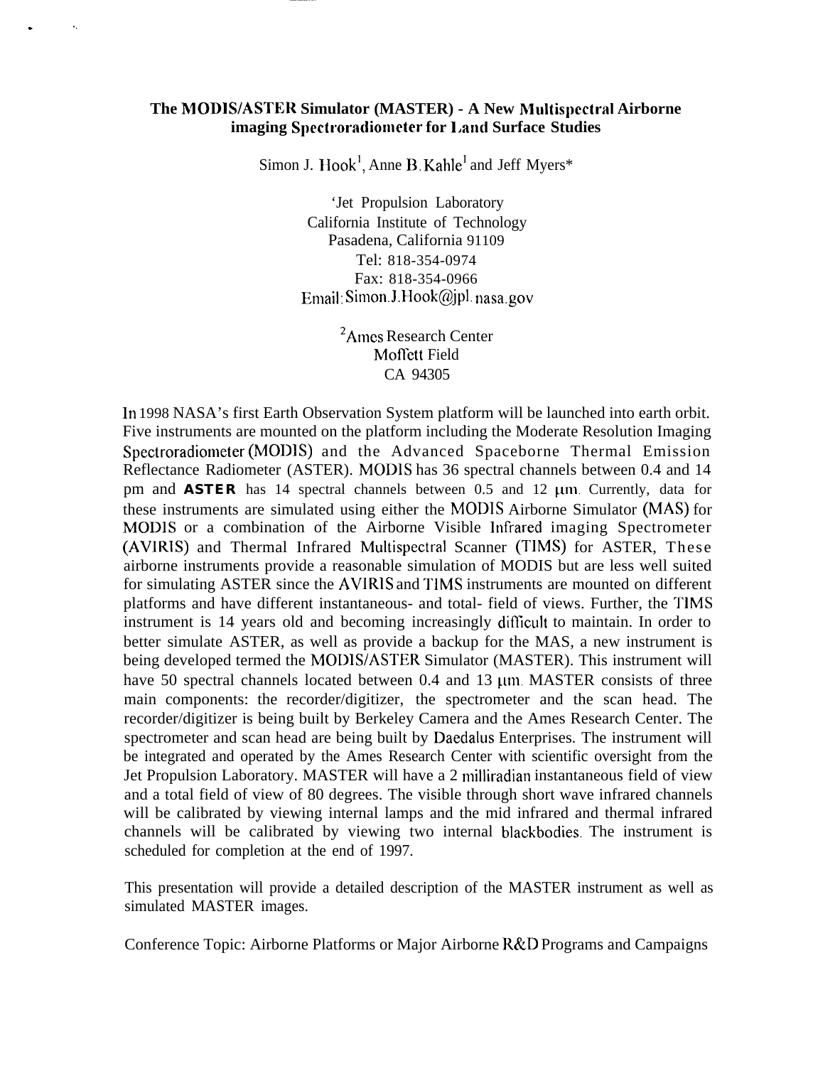# The MODIS/ASTER Simulator (MASTER) - A New Multispectral Airborne imaging Spectroradiometer for Land Surface Studies

Simon J. Hook[1], Anne B. Kahle[1] and Jeff Myers*

[1]Jet Propulsion Laboratory
California Institute of Technology
Pasadena, California 91109
Tel: 818-354-0974
Fax: 818-354-0966
Email: Simon.J.Hook@jpl.nasa.gov

[2]Ames Research Center
Moffett Field
CA 94305

In 1998 NASA's first Earth Observation System platform will be launched into earth orbit. Five instruments are mounted on the platform including the Moderate Resolution Imaging Spectroradiometer (MODIS) and the Advanced Spaceborne Thermal Emission Reflectance Radiometer (ASTER). MODIS has 36 spectral channels between 0.4 and 14 pm and **ASTER** has 14 spectral channels between 0.5 and 12 µm. Currently, data for these instruments are simulated using either the MODIS Airborne Simulator (MAS) for MODIS or a combination of the Airborne Visible Infrared imaging Spectrometer (AVIRIS) and Thermal Infrared Multispectral Scanner (TIMS) for ASTER, These airborne instruments provide a reasonable simulation of MODIS but are less well suited for simulating ASTER since the AVIRIS and TIMS instruments are mounted on different platforms and have different instantaneous- and total- field of views. Further, the TIMS instrument is 14 years old and becoming increasingly difficult to maintain. In order to better simulate ASTER, as well as provide a backup for the MAS, a new instrument is being developed termed the MODIS/ASTER Simulator (MASTER). This instrument will have 50 spectral channels located between 0.4 and 13 µm. MASTER consists of three main components: the recorder/digitizer, the spectrometer and the scan head. The recorder/digitizer is being built by Berkeley Camera and the Ames Research Center. The spectrometer and scan head are being built by Daedalus Enterprises. The instrument will be integrated and operated by the Ames Research Center with scientific oversight from the Jet Propulsion Laboratory. MASTER will have a 2 milliradian instantaneous field of view and a total field of view of 80 degrees. The visible through short wave infrared channels will be calibrated by viewing internal lamps and the mid infrared and thermal infrared channels will be calibrated by viewing two internal blackbodies. The instrument is scheduled for completion at the end of 1997.

This presentation will provide a detailed description of the MASTER instrument as well as simulated MASTER images.

Conference Topic: Airborne Platforms or Major Airborne R&D Programs and Campaigns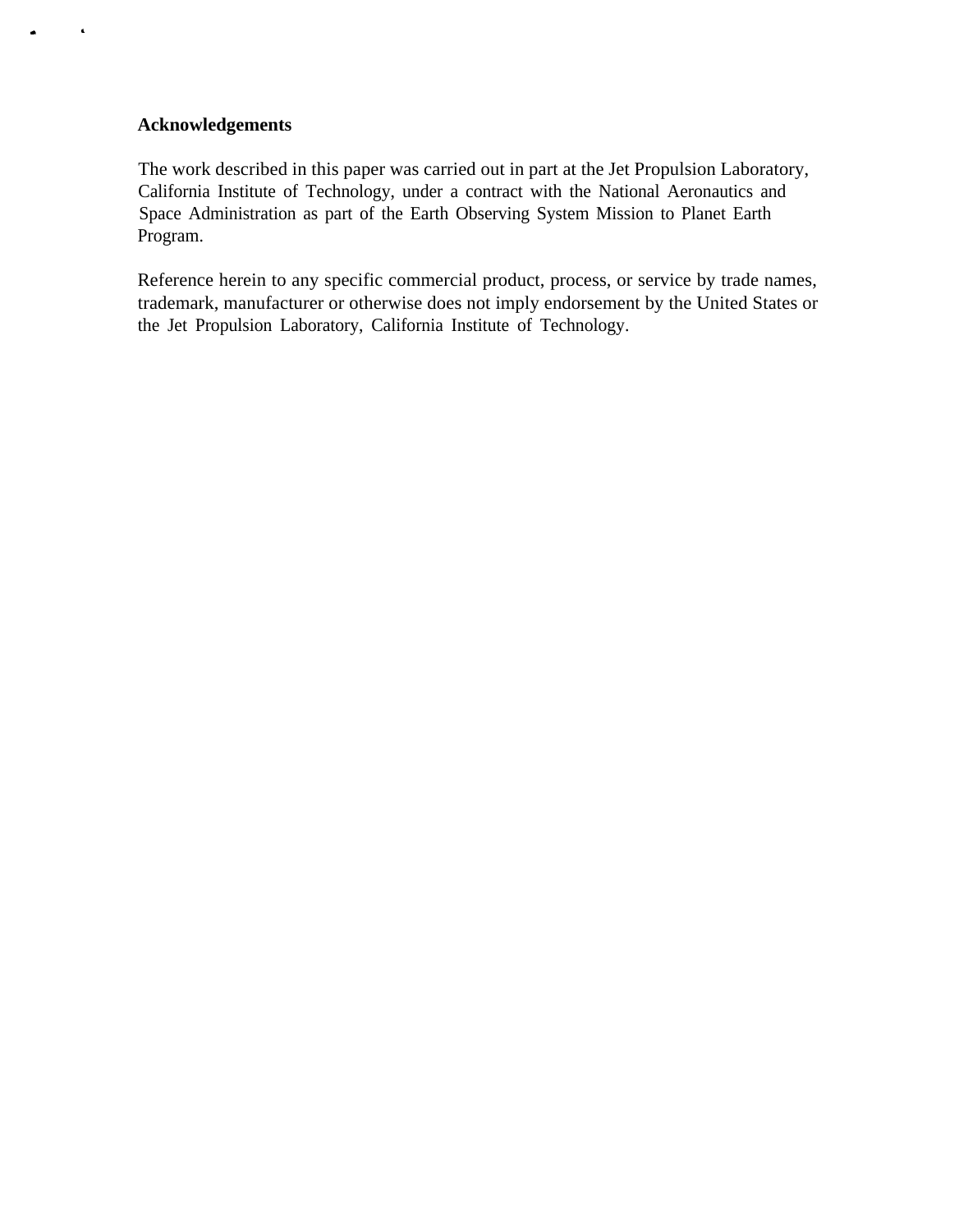## Acknowledgements

The work described in this paper was carried out in part at the Jet Propulsion Laboratory, California Institute of Technology, under a contract with the National Aeronautics and Space Administration as part of the Earth Observing System Mission to Planet Earth Program.

Reference herein to any specific commercial product, process, or service by trade names, trademark, manufacturer or otherwise does not imply endorsement by the United States or the Jet Propulsion Laboratory, California Institute of Technology.